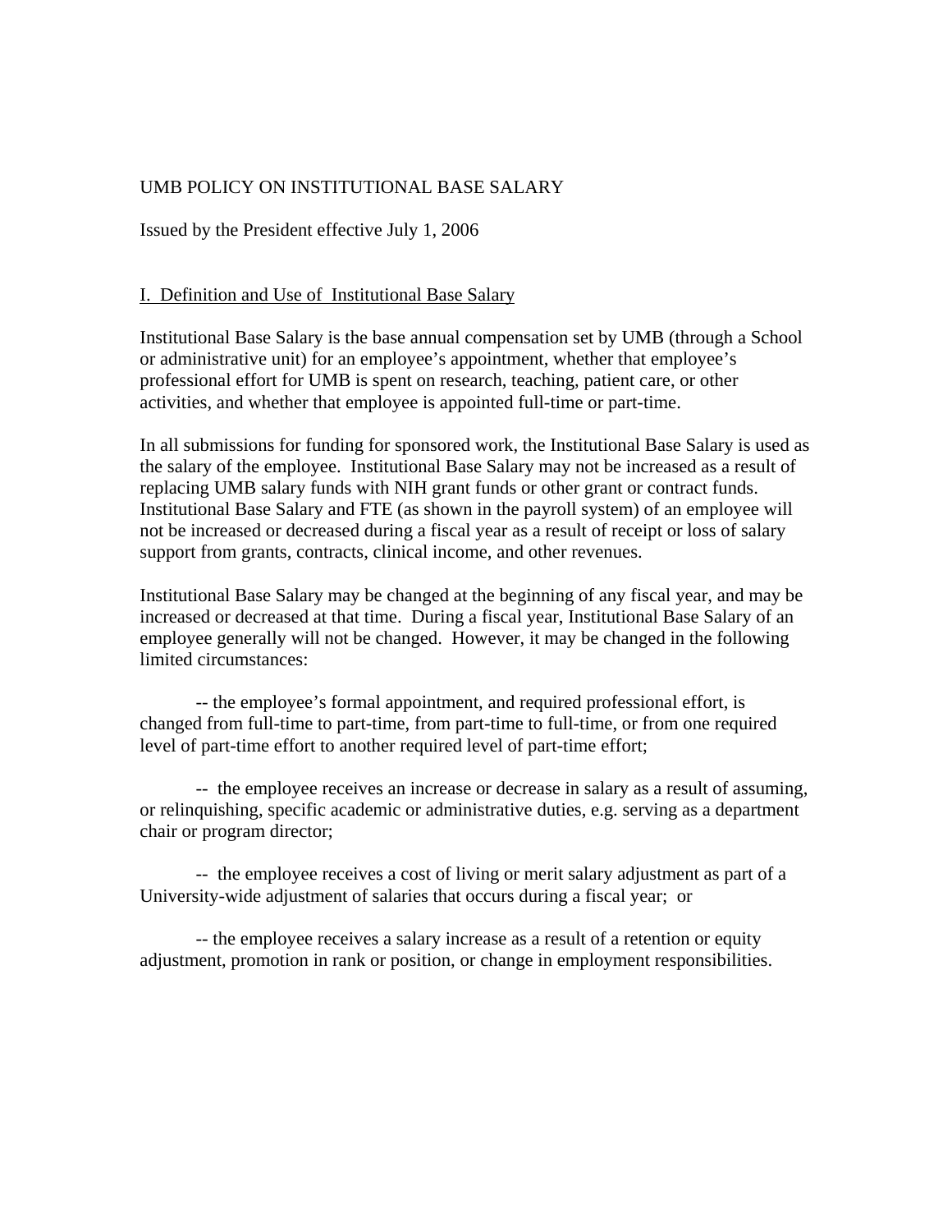# UMB POLICY ON INSTITUTIONAL BASE SALARY

Issued by the President effective July 1, 2006

## I. Definition and Use of Institutional Base Salary

Institutional Base Salary is the base annual compensation set by UMB (through a School or administrative unit) for an employee's appointment, whether that employee's professional effort for UMB is spent on research, teaching, patient care, or other activities, and whether that employee is appointed full-time or part-time.

In all submissions for funding for sponsored work, the Institutional Base Salary is used as the salary of the employee. Institutional Base Salary may not be increased as a result of replacing UMB salary funds with NIH grant funds or other grant or contract funds. Institutional Base Salary and FTE (as shown in the payroll system) of an employee will not be increased or decreased during a fiscal year as a result of receipt or loss of salary support from grants, contracts, clinical income, and other revenues.

Institutional Base Salary may be changed at the beginning of any fiscal year, and may be increased or decreased at that time. During a fiscal year, Institutional Base Salary of an employee generally will not be changed. However, it may be changed in the following limited circumstances:

-- the employee's formal appointment, and required professional effort, is changed from full-time to part-time, from part-time to full-time, or from one required level of part-time effort to another required level of part-time effort;

-- the employee receives an increase or decrease in salary as a result of assuming, or relinquishing, specific academic or administrative duties, e.g. serving as a department chair or program director;

-- the employee receives a cost of living or merit salary adjustment as part of a University-wide adjustment of salaries that occurs during a fiscal year; or

-- the employee receives a salary increase as a result of a retention or equity adjustment, promotion in rank or position, or change in employment responsibilities.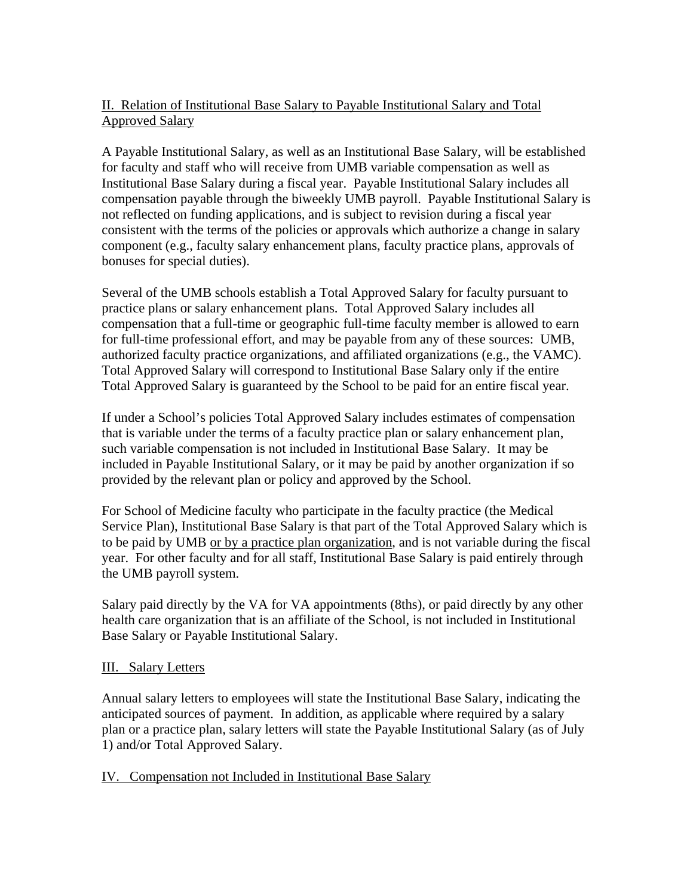## II. Relation of Institutional Base Salary to Payable Institutional Salary and Total Approved Salary

A Payable Institutional Salary, as well as an Institutional Base Salary, will be established for faculty and staff who will receive from UMB variable compensation as well as Institutional Base Salary during a fiscal year. Payable Institutional Salary includes all compensation payable through the biweekly UMB payroll. Payable Institutional Salary is not reflected on funding applications, and is subject to revision during a fiscal year consistent with the terms of the policies or approvals which authorize a change in salary component (e.g., faculty salary enhancement plans, faculty practice plans, approvals of bonuses for special duties).

Several of the UMB schools establish a Total Approved Salary for faculty pursuant to practice plans or salary enhancement plans. Total Approved Salary includes all compensation that a full-time or geographic full-time faculty member is allowed to earn for full-time professional effort, and may be payable from any of these sources: UMB, authorized faculty practice organizations, and affiliated organizations (e.g., the VAMC). Total Approved Salary will correspond to Institutional Base Salary only if the entire Total Approved Salary is guaranteed by the School to be paid for an entire fiscal year.

If under a School's policies Total Approved Salary includes estimates of compensation that is variable under the terms of a faculty practice plan or salary enhancement plan, such variable compensation is not included in Institutional Base Salary. It may be included in Payable Institutional Salary, or it may be paid by another organization if so provided by the relevant plan or policy and approved by the School.

For School of Medicine faculty who participate in the faculty practice (the Medical Service Plan), Institutional Base Salary is that part of the Total Approved Salary which is to be paid by UMB <u>or by a practice plan organization</u>, and is not variable during the fiscal year. For other faculty and for all staff, Institutional Base Salary is paid entirely through the UMB payroll system.

Salary paid directly by the VA for VA appointments (8ths), or paid directly by any other health care organization that is an affiliate of the School, is not included in Institutional Base Salary or Payable Institutional Salary.

## III. Salary Letters

Annual salary letters to employees will state the Institutional Base Salary, indicating the anticipated sources of payment. In addition, as applicable where required by a salary plan or a practice plan, salary letters will state the Payable Institutional Salary (as of July 1) and/or Total Approved Salary.

## IV. Compensation not Included in Institutional Base Salary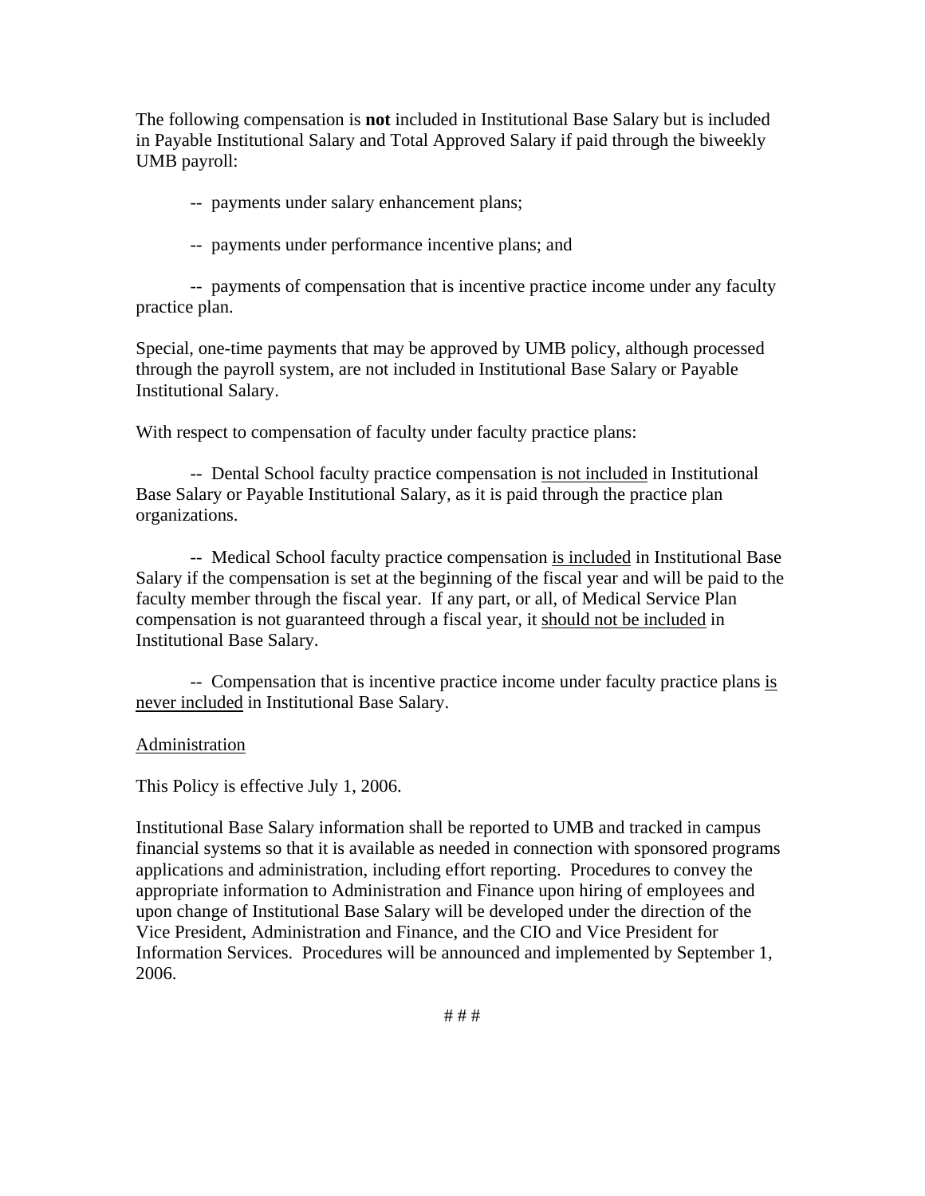The following compensation is **not** included in Institutional Base Salary but is included in Payable Institutional Salary and Total Approved Salary if paid through the biweekly UMB payroll:

-- payments under salary enhancement plans;

-- payments under performance incentive plans; and

-- payments of compensation that is incentive practice income under any faculty practice plan.

Special, one-time payments that may be approved by UMB policy, although processed through the payroll system, are not included in Institutional Base Salary or Payable Institutional Salary.

With respect to compensation of faculty under faculty practice plans:

-- Dental School faculty practice compensation <u>is not included</u> in Institutional Base Salary or Payable Institutional Salary, as it is paid through the practice plan organizations.

-- Medical School faculty practice compensation <u>is included</u> in Institutional Base Salary if the compensation is set at the beginning of the fiscal year and will be paid to the faculty member through the fiscal year. If any part, or all, of Medical Service Plan compensation is not guaranteed through a fiscal year, it <u>should not be included</u> in Institutional Base Salary.

-- Compensation that is incentive practice income under faculty practice plans <u>is never included</u> in Institutional Base Salary.

<u>Administration</u>

This Policy is effective July 1, 2006.

Institutional Base Salary information shall be reported to UMB and tracked in campus financial systems so that it is available as needed in connection with sponsored programs applications and administration, including effort reporting. Procedures to convey the appropriate information to Administration and Finance upon hiring of employees and upon change of Institutional Base Salary will be developed under the direction of the Vice President, Administration and Finance, and the CIO and Vice President for Information Services. Procedures will be announced and implemented by September 1, 2006.

# # #